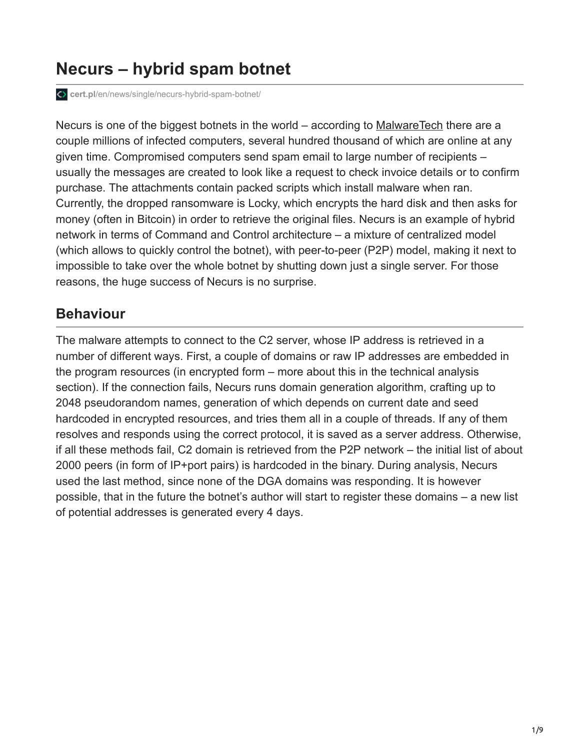# Necurs – hybrid spam botnet

cert.pl/en/news/single/necurs-hybrid-spam-botnet/

Necurs is one of the biggest botnets in the world – according to MalwareTech there are a couple millions of infected computers, several hundred thousand of which are online at any given time. Compromised computers send spam email to large number of recipients – usually the messages are created to look like a request to check invoice details or to confirm purchase. The attachments contain packed scripts which install malware when ran. Currently, the dropped ransomware is Locky, which encrypts the hard disk and then asks for money (often in Bitcoin) in order to retrieve the original files. Necurs is an example of hybrid network in terms of Command and Control architecture – a mixture of centralized model (which allows to quickly control the botnet), with peer-to-peer (P2P) model, making it next to impossible to take over the whole botnet by shutting down just a single server. For those reasons, the huge success of Necurs is no surprise.

## Behaviour

The malware attempts to connect to the C2 server, whose IP address is retrieved in a number of different ways. First, a couple of domains or raw IP addresses are embedded in the program resources (in encrypted form – more about this in the technical analysis section). If the connection fails, Necurs runs domain generation algorithm, crafting up to 2048 pseudorandom names, generation of which depends on current date and seed hardcoded in encrypted resources, and tries them all in a couple of threads. If any of them resolves and responds using the correct protocol, it is saved as a server address. Otherwise, if all these methods fail, C2 domain is retrieved from the P2P network – the initial list of about 2000 peers (in form of IP+port pairs) is hardcoded in the binary. During analysis, Necurs used the last method, since none of the DGA domains was responding. It is however possible, that in the future the botnet's author will start to register these domains – a new list of potential addresses is generated every 4 days.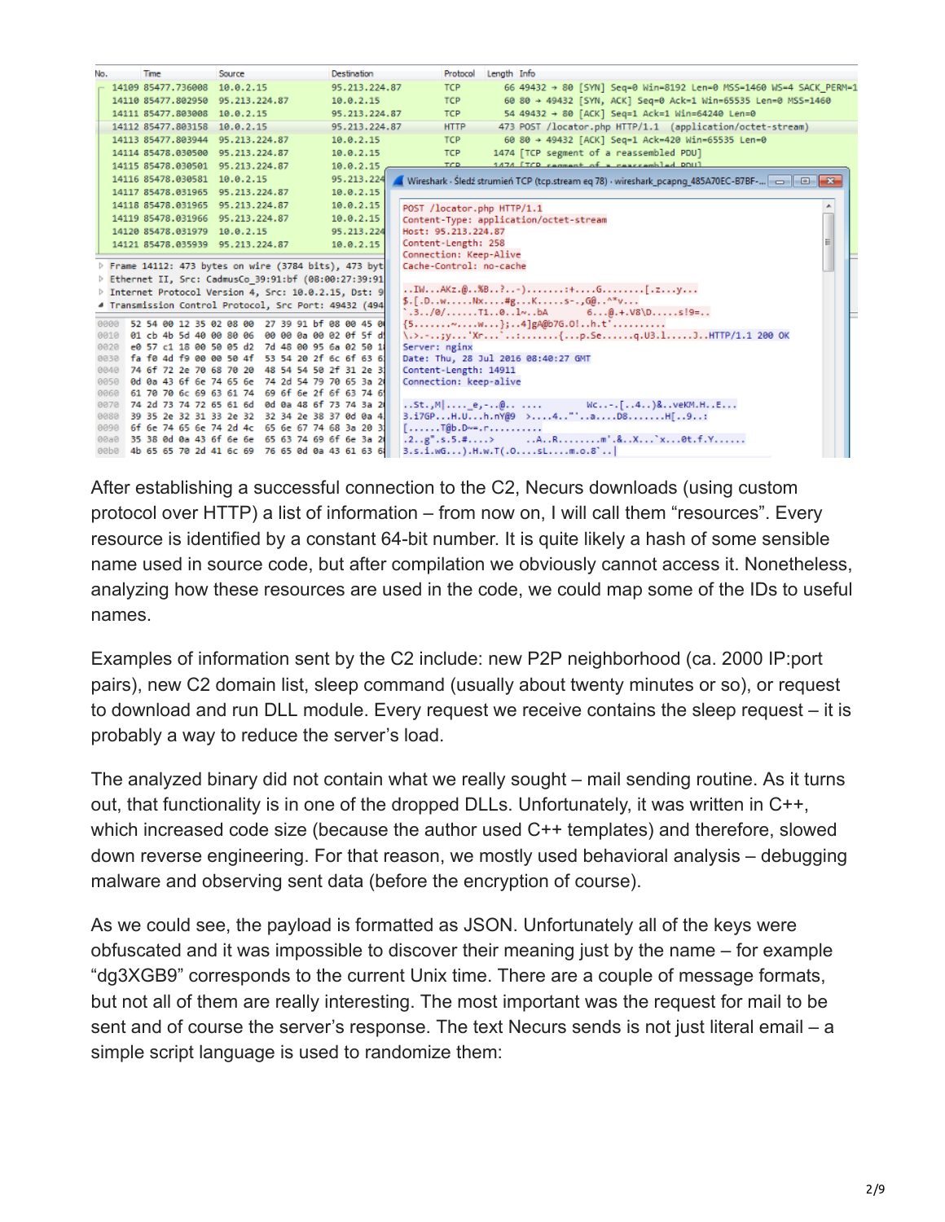After establishing a successful connection to the C2, Necurs downloads (using custom protocol over HTTP) a list of information – from now on, I will call them "resources". Every resource is identified by a constant 64-bit number. It is quite likely a hash of some sensible name used in source code, but after compilation we obviously cannot access it. Nonetheless, analyzing how these resources are used in the code, we could map some of the IDs to useful names.

Examples of information sent by the C2 include: new P2P neighborhood (ca. 2000 IP:port pairs), new C2 domain list, sleep command (usually about twenty minutes or so), or request to download and run DLL module. Every request we receive contains the sleep request – it is probably a way to reduce the server's load.

The analyzed binary did not contain what we really sought – mail sending routine. As it turns out, that functionality is in one of the dropped DLLs. Unfortunately, it was written in C++, which increased code size (because the author used C++ templates) and therefore, slowed down reverse engineering. For that reason, we mostly used behavioral analysis – debugging malware and observing sent data (before the encryption of course).

As we could see, the payload is formatted as JSON. Unfortunately all of the keys were obfuscated and it was impossible to discover their meaning just by the name – for example "dg3XGB9" corresponds to the current Unix time. There are a couple of message formats, but not all of them are really interesting. The most important was the request for mail to be sent and of course the server's response. The text Necurs sends is not just literal email – a simple script language is used to randomize them: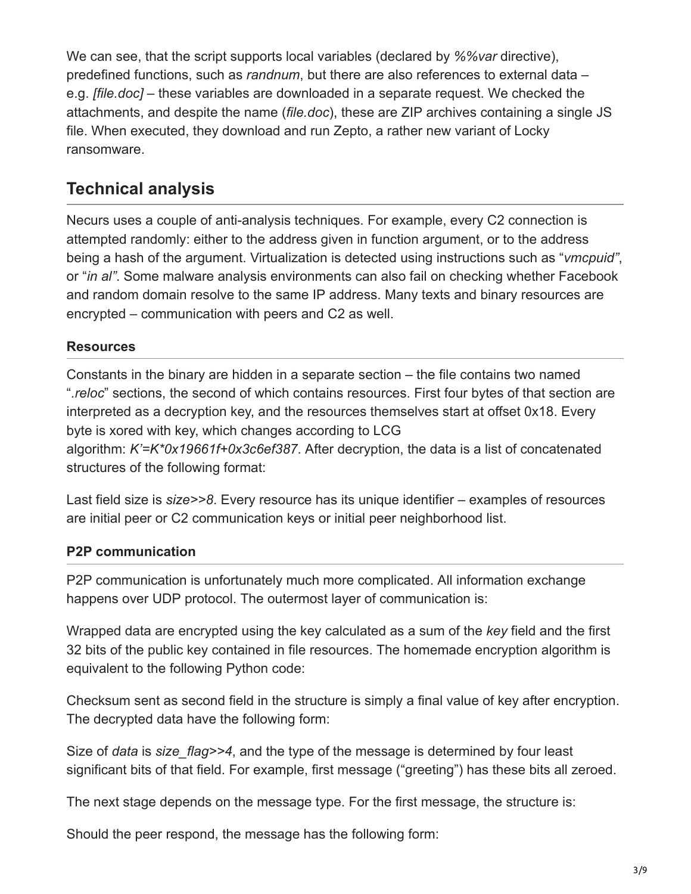We can see, that the script supports local variables (declared by *%%var* directive), predefined functions, such as *randnum*, but there are also references to external data – e.g. *[file.doc]* – these variables are downloaded in a separate request. We checked the attachments, and despite the name (*file.doc*), these are ZIP archives containing a single JS file. When executed, they download and run Zepto, a rather new variant of Locky ransomware.

## Technical analysis

Necurs uses a couple of anti-analysis techniques. For example, every C2 connection is attempted randomly: either to the address given in function argument, or to the address being a hash of the argument. Virtualization is detected using instructions such as "*vmcpuid*", or "*in al*". Some malware analysis environments can also fail on checking whether Facebook and random domain resolve to the same IP address. Many texts and binary resources are encrypted – communication with peers and C2 as well.

### Resources

Constants in the binary are hidden in a separate section – the file contains two named "*.reloc*" sections, the second of which contains resources. First four bytes of that section are interpreted as a decryption key, and the resources themselves start at offset 0x18. Every byte is xored with key, which changes according to LCG algorithm: *K'=K*0x19661f+0x3c6ef387*. After decryption, the data is a list of concatenated structures of the following format:

Last field size is *size>>8*. Every resource has its unique identifier – examples of resources are initial peer or C2 communication keys or initial peer neighborhood list.

### P2P communication

P2P communication is unfortunately much more complicated. All information exchange happens over UDP protocol. The outermost layer of communication is:

Wrapped data are encrypted using the key calculated as a sum of the *key* field and the first 32 bits of the public key contained in file resources. The homemade encryption algorithm is equivalent to the following Python code:

Checksum sent as second field in the structure is simply a final value of key after encryption. The decrypted data have the following form:

Size of *data* is *size_flag>>4*, and the type of the message is determined by four least significant bits of that field. For example, first message ("greeting") has these bits all zeroed.

The next stage depends on the message type. For the first message, the structure is:

Should the peer respond, the message has the following form: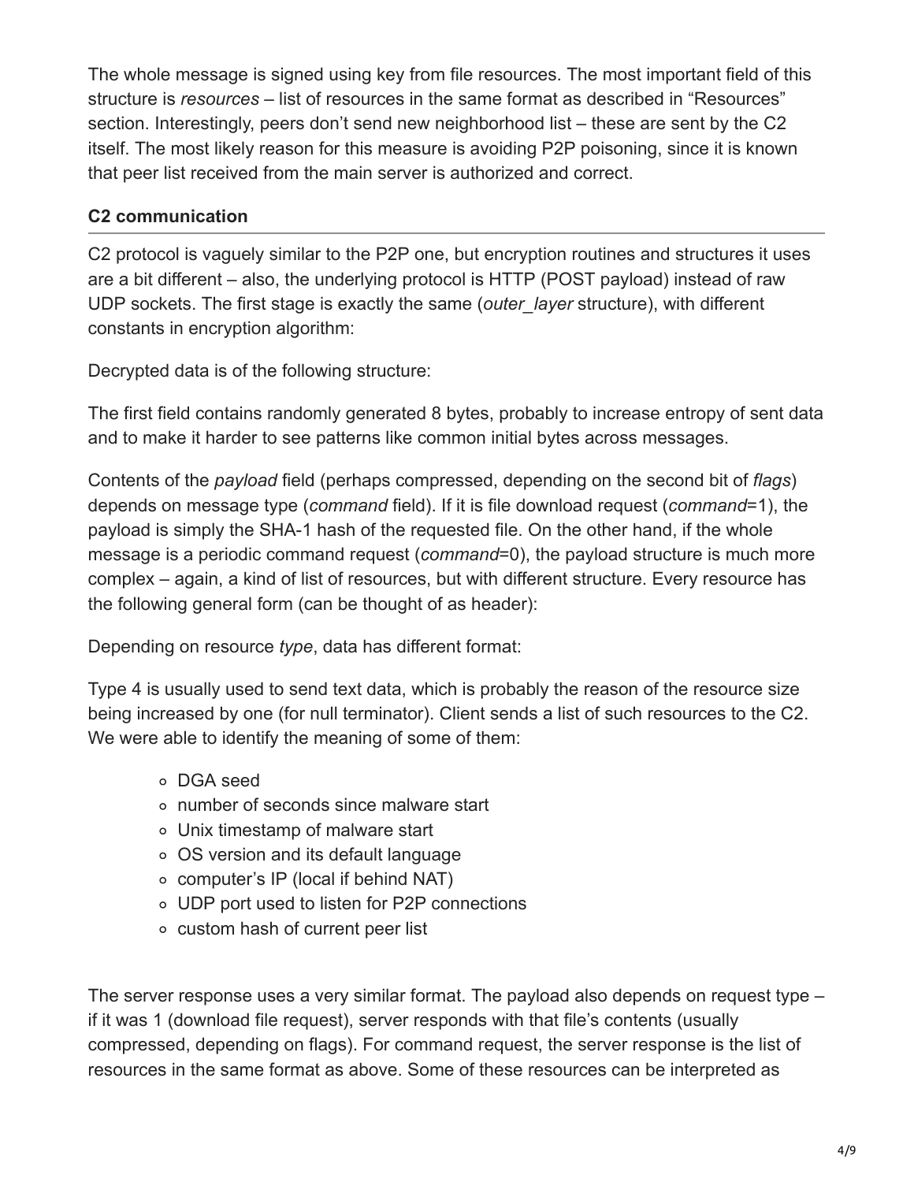The whole message is signed using key from file resources. The most important field of this structure is *resources* – list of resources in the same format as described in “Resources” section. Interestingly, peers don’t send new neighborhood list – these are sent by the C2 itself. The most likely reason for this measure is avoiding P2P poisoning, since it is known that peer list received from the main server is authorized and correct.

### C2 communication

C2 protocol is vaguely similar to the P2P one, but encryption routines and structures it uses are a bit different – also, the underlying protocol is HTTP (POST payload) instead of raw UDP sockets. The first stage is exactly the same (*outer_layer* structure), with different constants in encryption algorithm:

Decrypted data is of the following structure:

The first field contains randomly generated 8 bytes, probably to increase entropy of sent data and to make it harder to see patterns like common initial bytes across messages.

Contents of the *payload* field (perhaps compressed, depending on the second bit of *flags*) depends on message type (*command* field). If it is file download request (*command*=1), the payload is simply the SHA-1 hash of the requested file. On the other hand, if the whole message is a periodic command request (*command*=0), the payload structure is much more complex – again, a kind of list of resources, but with different structure. Every resource has the following general form (can be thought of as header):

Depending on resource *type*, data has different format:

Type 4 is usually used to send text data, which is probably the reason of the resource size being increased by one (for null terminator). Client sends a list of such resources to the C2. We were able to identify the meaning of some of them:

- DGA seed
- number of seconds since malware start
- Unix timestamp of malware start
- OS version and its default language
- computer’s IP (local if behind NAT)
- UDP port used to listen for P2P connections
- custom hash of current peer list

The server response uses a very similar format. The payload also depends on request type – if it was 1 (download file request), server responds with that file’s contents (usually compressed, depending on flags). For command request, the server response is the list of resources in the same format as above. Some of these resources can be interpreted as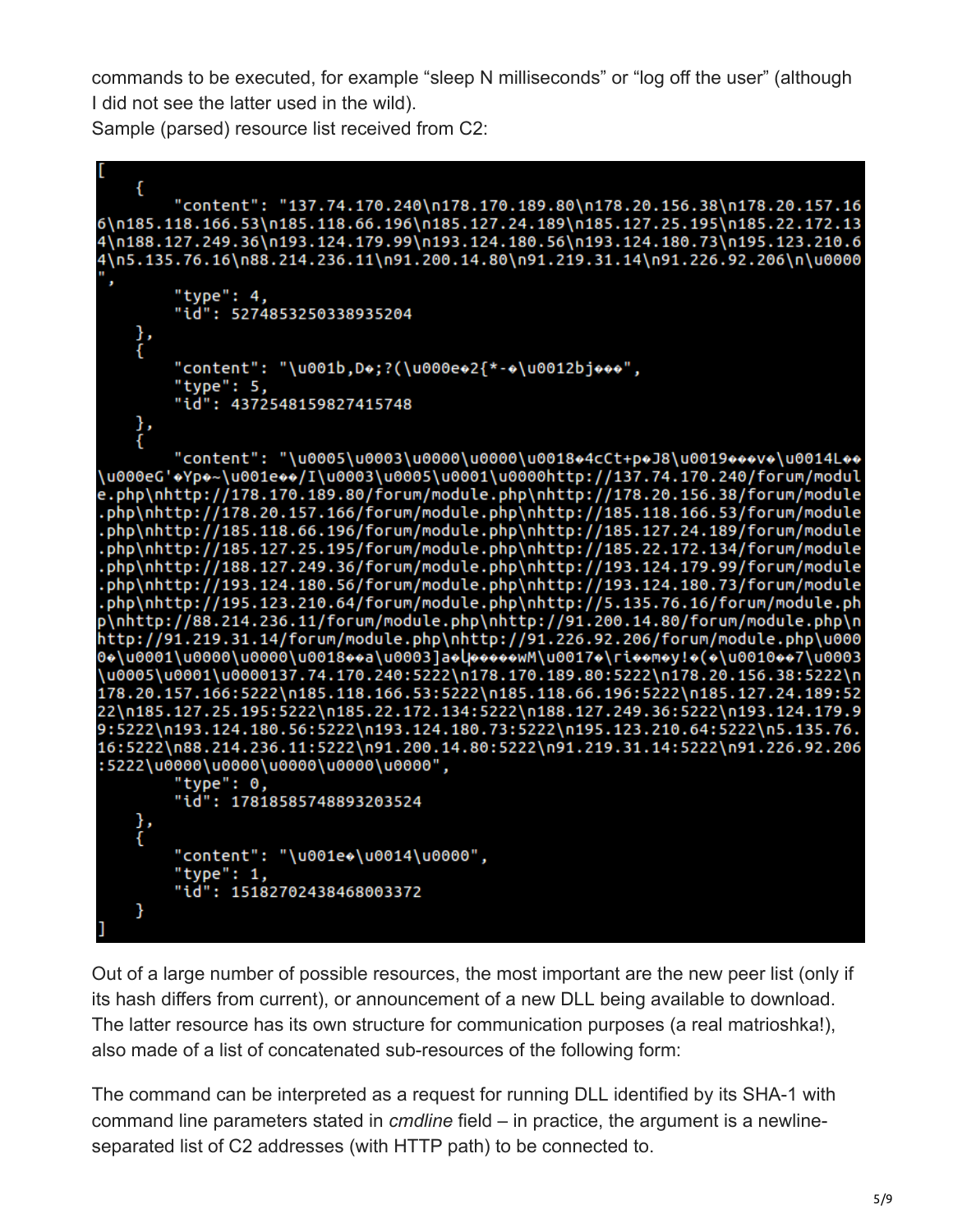commands to be executed, for example "sleep N milliseconds" or "log off the user" (although I did not see the latter used in the wild).

Sample (parsed) resource list received from C2:

```
[
    {
        "content": "137.74.170.240\n178.170.189.80\n178.20.156.38\n178.20.157.166\n185.118.166.53\n185.118.66.196\n185.127.24.189\n185.127.25.195\n185.22.172.134\n188.127.249.36\n193.124.179.99\n193.124.180.56\n193.124.180.73\n195.123.210.64\n5.135.76.16\n88.214.236.11\n91.200.14.80\n91.219.31.14\n91.226.92.206\n\u0000",
        "type": 4,
        "id": 5274853250338935204
    },
    {
        "content": "\u001b,D�;?(\u000e�2{*-�\u0012bj���",
        "type": 5,
        "id": 4372548159827415748
    },
    {
        "content": "\u0005\u0003\u0000\u0000\u0018�4cCt+p�J8\u0019���v�\u0014L��\u000eG'�Yp�~\u001e��/I\u0003\u0005\u0001\u0000http://137.74.170.240/forum/module.php\nhttp://178.170.189.80/forum/module.php\nhttp://178.20.156.38/forum/module.php\nhttp://178.20.157.166/forum/module.php\nhttp://185.118.166.53/forum/module.php\nhttp://185.118.66.196/forum/module.php\nhttp://185.127.24.189/forum/module.php\nhttp://185.127.25.195/forum/module.php\nhttp://185.22.172.134/forum/module.php\nhttp://188.127.249.36/forum/module.php\nhttp://193.124.179.99/forum/module.php\nhttp://193.124.180.56/forum/module.php\nhttp://193.124.180.73/forum/module.php\nhttp://195.123.210.64/forum/module.php\nhttp://5.135.76.16/forum/module.php\nhttp://88.214.236.11/forum/module.php\nhttp://91.200.14.80/forum/module.php\nhttp://91.219.31.14/forum/module.php\nhttp://91.226.92.206/forum/module.php\u0000�\u0001\u0000\u0000\u0018��a\u0003]a�Ц�����wM\u0017�\ri��m�y!�(�\u0010��7\u0003\u0005\u0001\u0000137.74.170.240:5222\n178.170.189.80:5222\n178.20.156.38:5222\n178.20.157.166:5222\n185.118.166.53:5222\n185.118.66.196:5222\n185.127.24.189:5222\n185.127.25.195:5222\n185.22.172.134:5222\n188.127.249.36:5222\n193.124.179.99:5222\n193.124.180.56:5222\n193.124.180.73:5222\n195.123.210.64:5222\n5.135.76.16:5222\n88.214.236.11:5222\n91.200.14.80:5222\n91.219.31.14:5222\n91.226.92.206:5222\u0000\u0000\u0000\u0000\u0000",
        "type": 0,
        "id": 17818585748893203524
    },
    {
        "content": "\u001e�\u0014\u0000",
        "type": 1,
        "id": 15182702438468003372
    }
]
```

Out of a large number of possible resources, the most important are the new peer list (only if its hash differs from current), or announcement of a new DLL being available to download. The latter resource has its own structure for communication purposes (a real matrioshka!), also made of a list of concatenated sub-resources of the following form:

The command can be interpreted as a request for running DLL identified by its SHA-1 with command line parameters stated in *cmdline* field – in practice, the argument is a newline-separated list of C2 addresses (with HTTP path) to be connected to.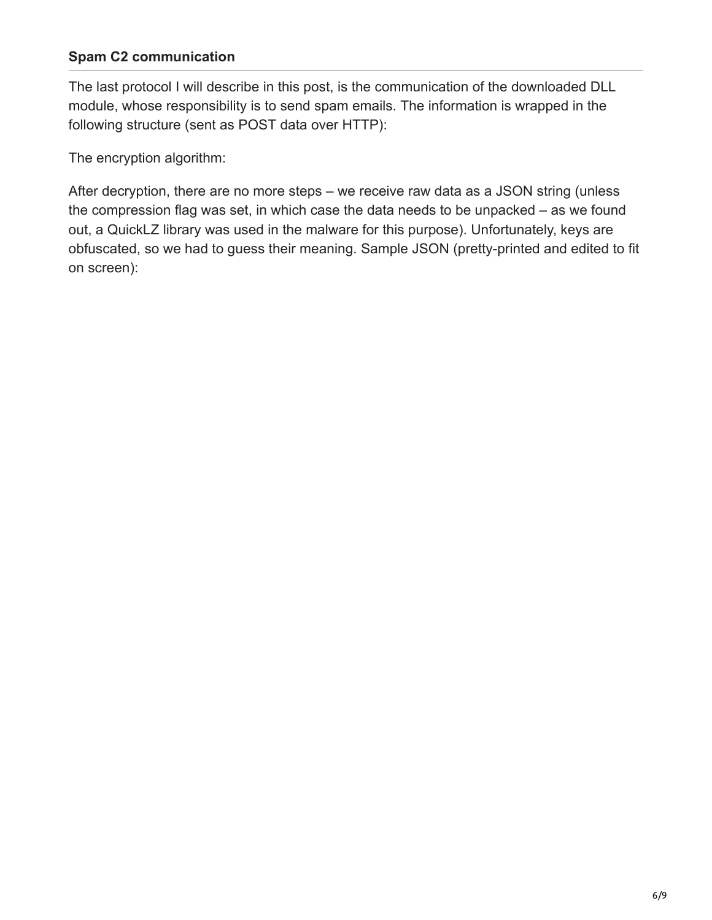### Spam C2 communication

The last protocol I will describe in this post, is the communication of the downloaded DLL module, whose responsibility is to send spam emails. The information is wrapped in the following structure (sent as POST data over HTTP):

The encryption algorithm:

After decryption, there are no more steps – we receive raw data as a JSON string (unless the compression flag was set, in which case the data needs to be unpacked – as we found out, a QuickLZ library was used in the malware for this purpose). Unfortunately, keys are obfuscated, so we had to guess their meaning. Sample JSON (pretty-printed and edited to fit on screen):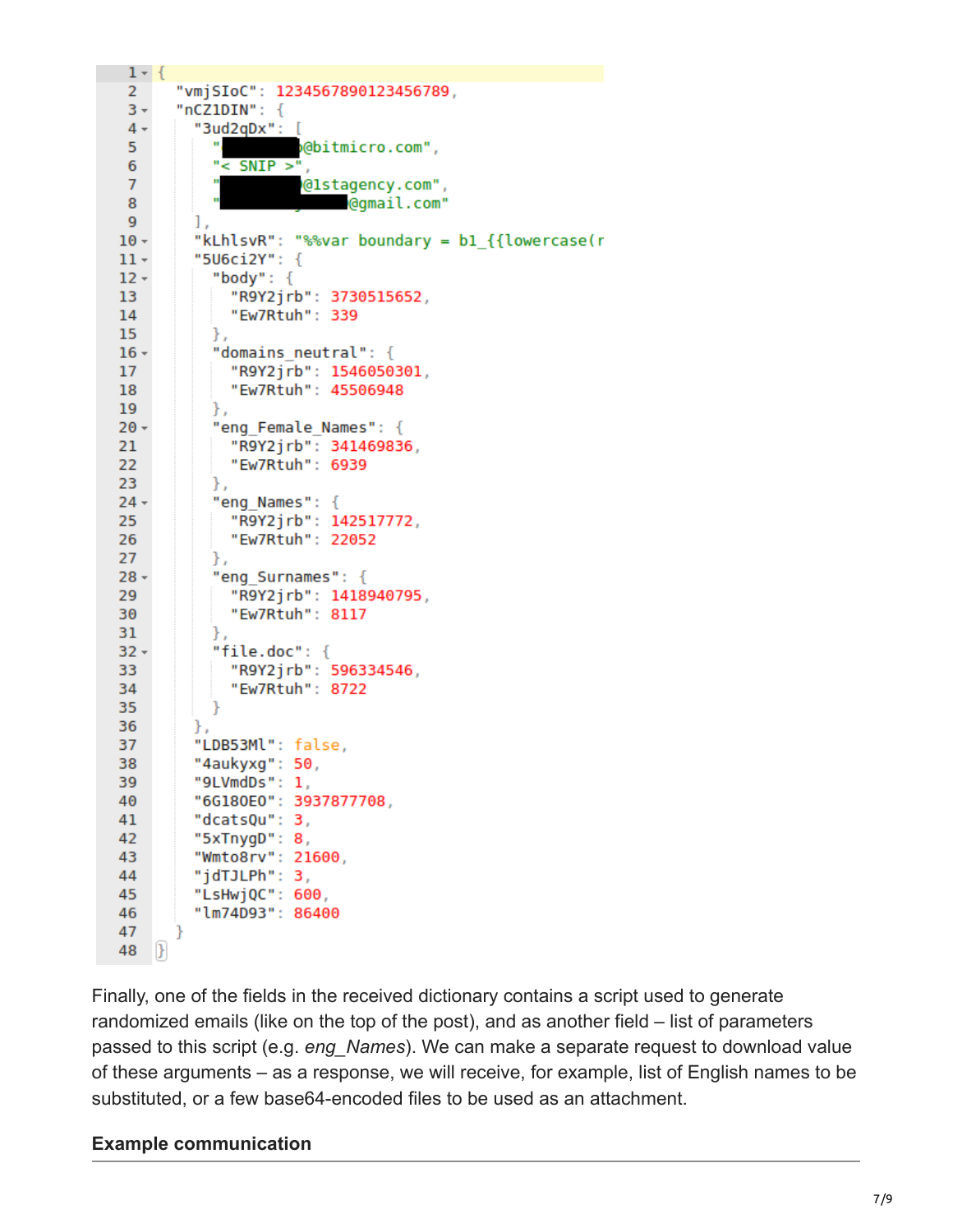```
{
  "vmjSIoC": 1234567890123456789,
  "nCZ1DIN": {
    "3ud2qDx": [
      "█████████@bitmicro.com",
      "< SNIP >",
      "█████████@1stagency.com",
      "██████████████@gmail.com"
    ],
    "kLhlsvR": "%%var boundary = b1_{{lowercase(r
    "5U6ci2Y": {
      "body": {
        "R9Y2jrb": 3730515652,
        "Ew7Rtuh": 339
      },
      "domains_neutral": {
        "R9Y2jrb": 1546050301,
        "Ew7Rtuh": 45506948
      },
      "eng_Female_Names": {
        "R9Y2jrb": 341469836,
        "Ew7Rtuh": 6939
      },
      "eng_Names": {
        "R9Y2jrb": 142517772,
        "Ew7Rtuh": 22052
      },
      "eng_Surnames": {
        "R9Y2jrb": 1418940795,
        "Ew7Rtuh": 8117
      },
      "file.doc": {
        "R9Y2jrb": 596334546,
        "Ew7Rtuh": 8722
      }
    },
    "LDB53Ml": false,
    "4aukyxg": 50,
    "9LVmdDs": 1,
    "6G180E0": 3937877708,
    "dcatsQu": 3,
    "5xTnygD": 8,
    "Wmto8rv": 21600,
    "jdTJLPh": 3,
    "LsHwjQC": 600,
    "lm74D93": 86400
  }
}
```

Finally, one of the fields in the received dictionary contains a script used to generate randomized emails (like on the top of the post), and as another field – list of parameters passed to this script (e.g. *eng_Names*). We can make a separate request to download value of these arguments – as a response, we will receive, for example, list of English names to be substituted, or a few base64-encoded files to be used as an attachment.

## Example communication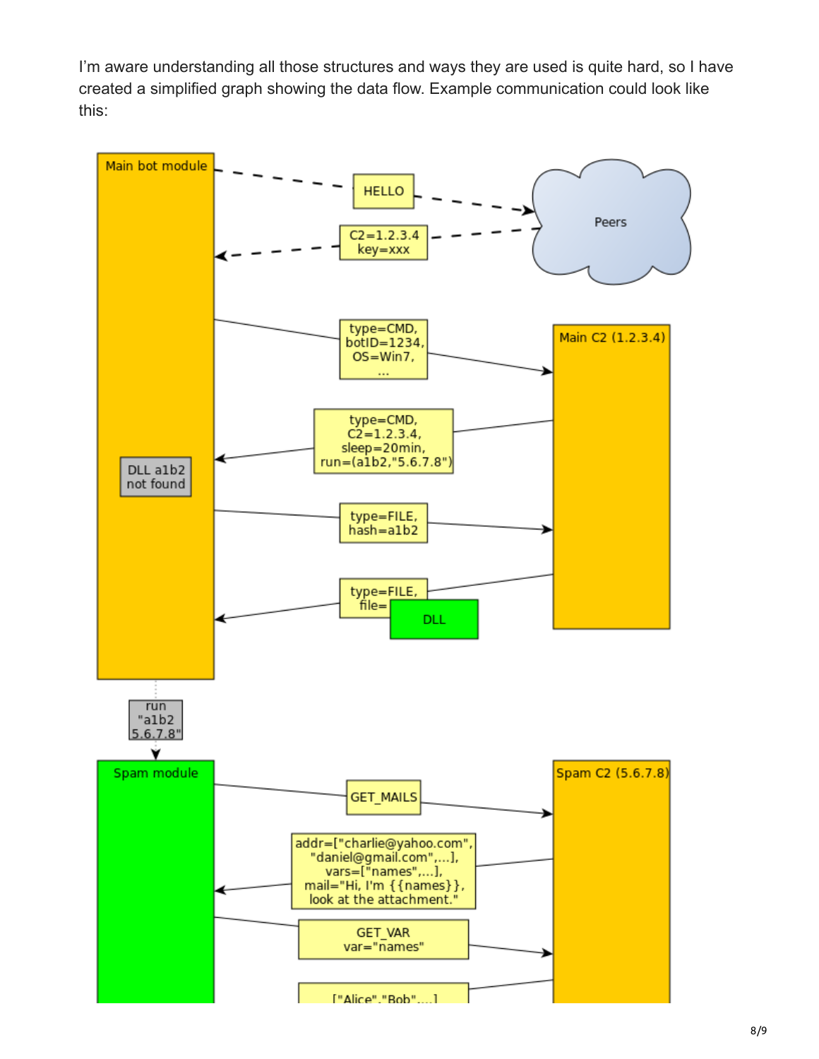I'm aware understanding all those structures and ways they are used is quite hard, so I have created a simplified graph showing the data flow. Example communication could look like this: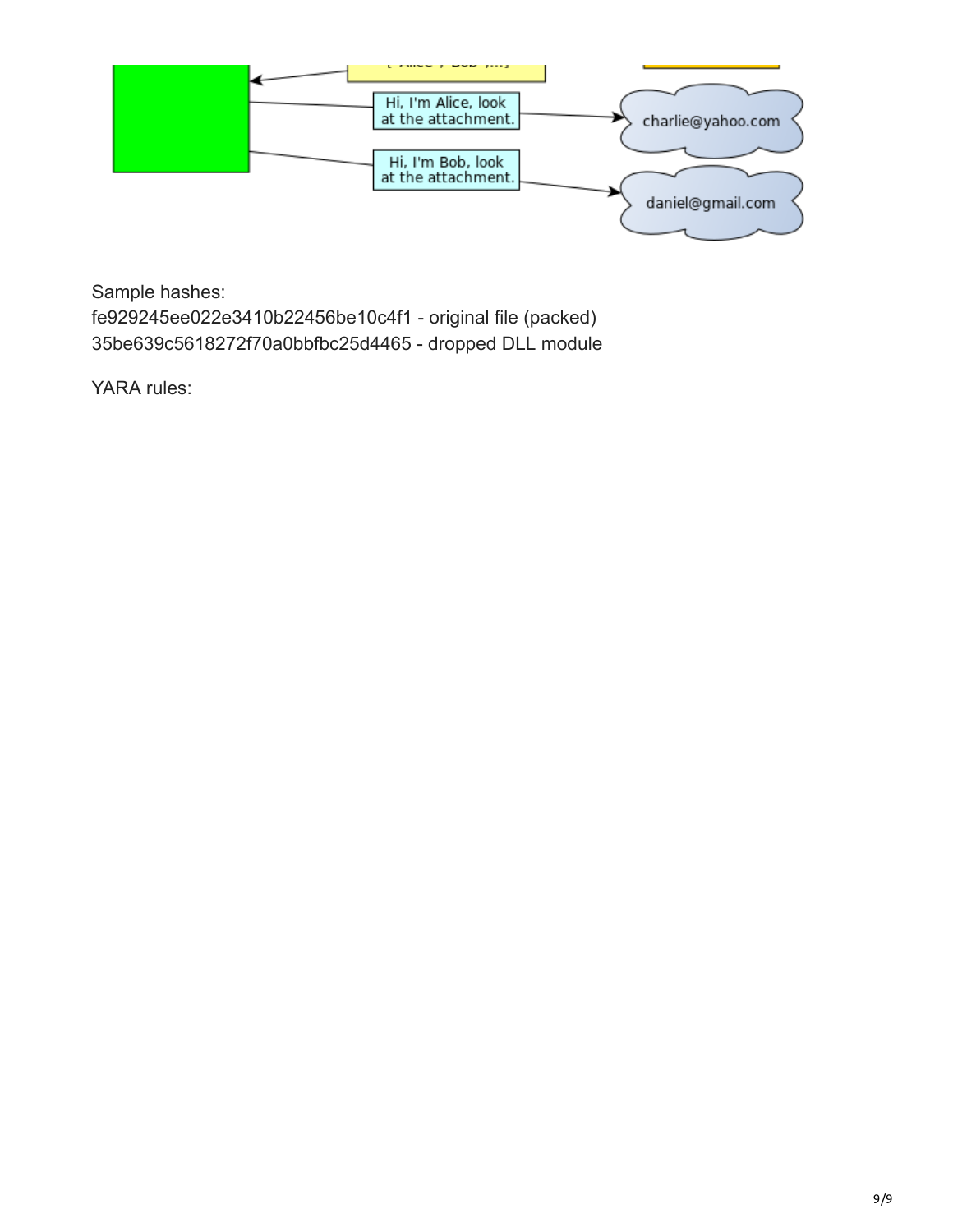Hi, I'm Alice, look at the attachment.

charlie@yahoo.com

Hi, I'm Bob, look at the attachment.

daniel@gmail.com

Sample hashes:
fe929245ee022e3410b22456be10c4f1 - original file (packed)
35be639c5618272f70a0bbfbc25d4465 - dropped DLL module

YARA rules: